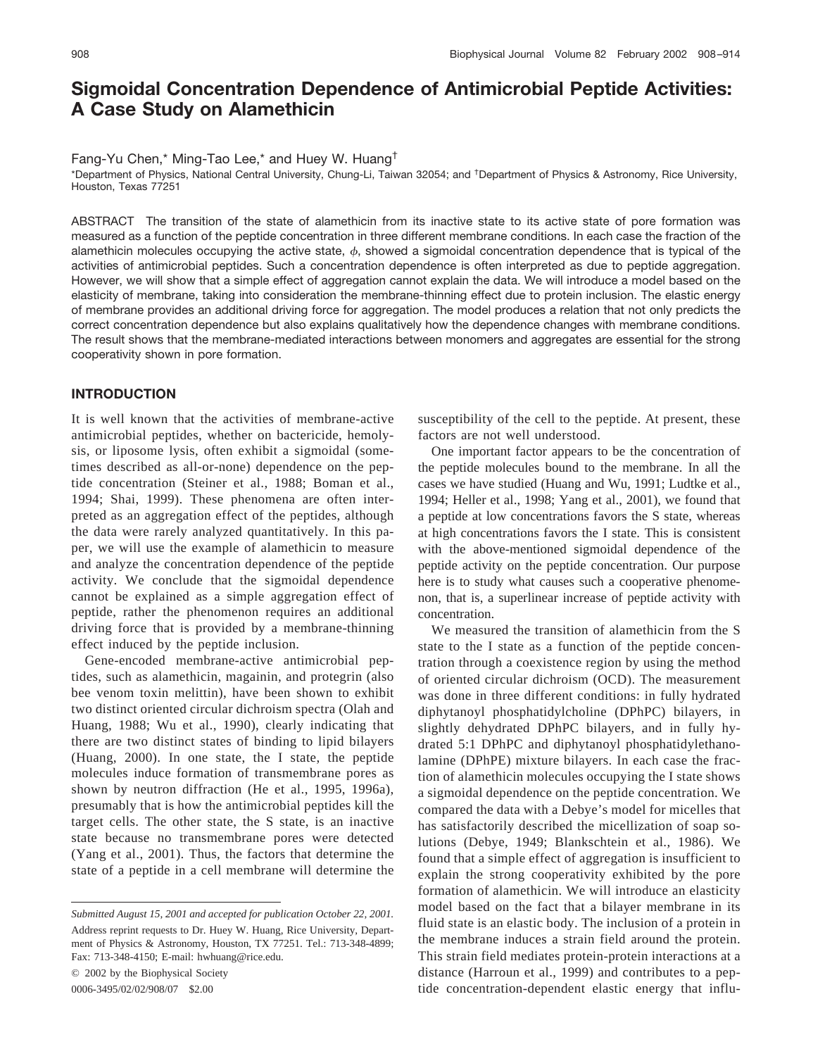# Sigmoidal Concentration Dependence of Antimicrobial Peptide Activities: A Case Study on Alamethicin

Fang-Yu Chen,* Ming-Tao Lee,* and Huey W. Huang[†]

*Department of Physics, National Central University, Chung-Li, Taiwan 32054; and [†]Department of Physics & Astronomy, Rice University, Houston, Texas 77251

ABSTRACT The transition of the state of alamethicin from its inactive state to its active state of pore formation was measured as a function of the peptide concentration in three different membrane conditions. In each case the fraction of the alamethicin molecules occupying the active state, $\phi$, showed a sigmoidal concentration dependence that is typical of the activities of antimicrobial peptides. Such a concentration dependence is often interpreted as due to peptide aggregation. However, we will show that a simple effect of aggregation cannot explain the data. We will introduce a model based on the elasticity of membrane, taking into consideration the membrane-thinning effect due to protein inclusion. The elastic energy of membrane provides an additional driving force for aggregation. The model produces a relation that not only predicts the correct concentration dependence but also explains qualitatively how the dependence changes with membrane conditions. The result shows that the membrane-mediated interactions between monomers and aggregates are essential for the strong cooperativity shown in pore formation.

## INTRODUCTION

It is well known that the activities of membrane-active antimicrobial peptides, whether on bactericide, hemolysis, or liposome lysis, often exhibit a sigmoidal (sometimes described as all-or-none) dependence on the peptide concentration (Steiner et al., 1988; Boman et al., 1994; Shai, 1999). These phenomena are often interpreted as an aggregation effect of the peptides, although the data were rarely analyzed quantitatively. In this paper, we will use the example of alamethicin to measure and analyze the concentration dependence of the peptide activity. We conclude that the sigmoidal dependence cannot be explained as a simple aggregation effect of peptide, rather the phenomenon requires an additional driving force that is provided by a membrane-thinning effect induced by the peptide inclusion.

Gene-encoded membrane-active antimicrobial peptides, such as alamethicin, magainin, and protegrin (also bee venom toxin melittin), have been shown to exhibit two distinct oriented circular dichroism spectra (Olah and Huang, 1988; Wu et al., 1990), clearly indicating that there are two distinct states of binding to lipid bilayers (Huang, 2000). In one state, the I state, the peptide molecules induce formation of transmembrane pores as shown by neutron diffraction (He et al., 1995, 1996a), presumably that is how the antimicrobial peptides kill the target cells. The other state, the S state, is an inactive state because no transmembrane pores were detected (Yang et al., 2001). Thus, the factors that determine the state of a peptide in a cell membrane will determine the susceptibility of the cell to the peptide. At present, these factors are not well understood.

One important factor appears to be the concentration of the peptide molecules bound to the membrane. In all the cases we have studied (Huang and Wu, 1991; Ludtke et al., 1994; Heller et al., 1998; Yang et al., 2001), we found that a peptide at low concentrations favors the S state, whereas at high concentrations favors the I state. This is consistent with the above-mentioned sigmoidal dependence of the peptide activity on the peptide concentration. Our purpose here is to study what causes such a cooperative phenomenon, that is, a superlinear increase of peptide activity with concentration.

We measured the transition of alamethicin from the S state to the I state as a function of the peptide concentration through a coexistence region by using the method of oriented circular dichroism (OCD). The measurement was done in three different conditions: in fully hydrated diphytanoyl phosphatidylcholine (DPhPC) bilayers, in slightly dehydrated DPhPC bilayers, and in fully hydrated 5:1 DPhPC and diphytanoyl phosphatidylethanolamine (DPhPE) mixture bilayers. In each case the fraction of alamethicin molecules occupying the I state shows a sigmoidal dependence on the peptide concentration. We compared the data with a Debye's model for micelles that has satisfactorily described the micellization of soap solutions (Debye, 1949; Blankschtein et al., 1986). We found that a simple effect of aggregation is insufficient to explain the strong cooperativity exhibited by the pore formation of alamethicin. We will introduce an elasticity model based on the fact that a bilayer membrane in its fluid state is an elastic body. The inclusion of a protein in the membrane induces a strain field around the protein. This strain field mediates protein-protein interactions at a distance (Harroun et al., 1999) and contributes to a peptide concentration-dependent elastic energy that influ-

*Submitted August 15, 2001 and accepted for publication October 22, 2001.*

Address reprint requests to Dr. Huey W. Huang, Rice University, Department of Physics & Astronomy, Houston, TX 77251. Tel.: 713-348-4899; Fax: 713-348-4150; E-mail: hwhuang@rice.edu.

© 2002 by the Biophysical Society

0006-3495/02/02/908/07 $2.00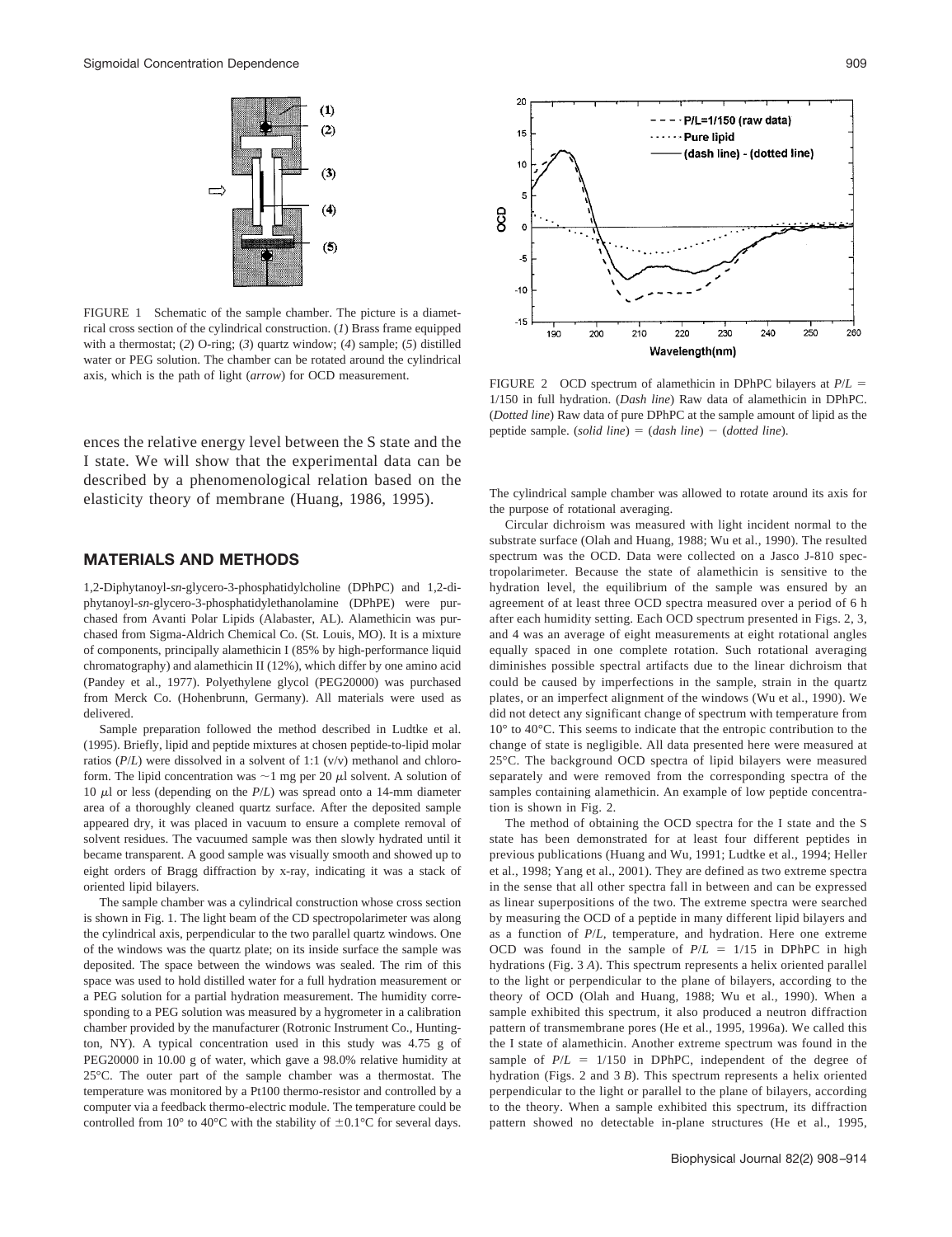FIGURE 1 Schematic of the sample chamber. The picture is a diametrical cross section of the cylindrical construction. (*1*) Brass frame equipped with a thermostat; (*2*) O-ring; (*3*) quartz window; (*4*) sample; (*5*) distilled water or PEG solution. The chamber can be rotated around the cylindrical axis, which is the path of light (*arrow*) for OCD measurement.

FIGURE 2 OCD spectrum of alamethicin in DPhPC bilayers at $P/L = 1/150$ in full hydration. (*Dash line*) Raw data of alamethicin in DPhPC. (*Dotted line*) Raw data of pure DPhPC at the sample amount of lipid as the peptide sample. (*solid line*) = (*dash line*) − (*dotted line*).

ences the relative energy level between the S state and the I state. We will show that the experimental data can be described by a phenomenological relation based on the elasticity theory of membrane (Huang, 1986, 1995).

## MATERIALS AND METHODS

1,2-Diphytanoyl-*sn*-glycero-3-phosphatidylcholine (DPhPC) and 1,2-diphytanoyl-*sn*-glycero-3-phosphatidylethanolamine (DPhPE) were purchased from Avanti Polar Lipids (Alabaster, AL). Alamethicin was purchased from Sigma-Aldrich Chemical Co. (St. Louis, MO). It is a mixture of components, principally alamethicin I (85% by high-performance liquid chromatography) and alamethicin II (12%), which differ by one amino acid (Pandey et al., 1977). Polyethylene glycol (PEG20000) was purchased from Merck Co. (Hohenbrunn, Germany). All materials were used as delivered.

Sample preparation followed the method described in Ludtke et al. (1995). Briefly, lipid and peptide mixtures at chosen peptide-to-lipid molar ratios ($P/L$) were dissolved in a solvent of 1:1 (v/v) methanol and chloroform. The lipid concentration was ~1 mg per 20 $\mu$l solvent. A solution of 10 $\mu$l or less (depending on the $P/L$) was spread onto a 14-mm diameter area of a thoroughly cleaned quartz surface. After the deposited sample appeared dry, it was placed in vacuum to ensure a complete removal of solvent residues. The vacuumed sample was then slowly hydrated until it became transparent. A good sample was visually smooth and showed up to eight orders of Bragg diffraction by x-ray, indicating it was a stack of oriented lipid bilayers.

The sample chamber was a cylindrical construction whose cross section is shown in Fig. 1. The light beam of the CD spectropolarimeter was along the cylindrical axis, perpendicular to the two parallel quartz windows. One of the windows was the quartz plate; on its inside surface the sample was deposited. The space between the windows was sealed. The rim of this space was used to hold distilled water for a full hydration measurement or a PEG solution for a partial hydration measurement. The humidity corresponding to a PEG solution was measured by a hygrometer in a calibration chamber provided by the manufacturer (Rotronic Instrument Co., Huntington, NY). A typical concentration used in this study was 4.75 g of PEG20000 in 10.00 g of water, which gave a 98.0% relative humidity at 25°C. The outer part of the sample chamber was a thermostat. The temperature was monitored by a Pt100 thermo-resistor and controlled by a computer via a feedback thermo-electric module. The temperature could be controlled from 10° to 40°C with the stability of ±0.1°C for several days. The cylindrical sample chamber was allowed to rotate around its axis for the purpose of rotational averaging.

Circular dichroism was measured with light incident normal to the substrate surface (Olah and Huang, 1988; Wu et al., 1990). The resulted spectrum was the OCD. Data were collected on a Jasco J-810 spectropolarimeter. Because the state of alamethicin is sensitive to the hydration level, the equilibrium of the sample was ensured by an agreement of at least three OCD spectra measured over a period of 6 h after each humidity setting. Each OCD spectrum presented in Figs. 2, 3, and 4 was an average of eight measurements at eight rotational angles equally spaced in one complete rotation. Such rotational averaging diminishes possible spectral artifacts due to the linear dichroism that could be caused by imperfections in the sample, strain in the quartz plates, or an imperfect alignment of the windows (Wu et al., 1990). We did not detect any significant change of spectrum with temperature from 10° to 40°C. This seems to indicate that the entropic contribution to the change of state is negligible. All data presented here were measured at 25°C. The background OCD spectra of lipid bilayers were measured separately and were removed from the corresponding spectra of the samples containing alamethicin. An example of low peptide concentration is shown in Fig. 2.

The method of obtaining the OCD spectra for the I state and the S state has been demonstrated for at least four different peptides in previous publications (Huang and Wu, 1991; Ludtke et al., 1994; Heller et al., 1998; Yang et al., 2001). They are defined as two extreme spectra in the sense that all other spectra fall in between and can be expressed as linear superpositions of the two. The extreme spectra were searched by measuring the OCD of a peptide in many different lipid bilayers and as a function of $P/L$, temperature, and hydration. Here one extreme OCD was found in the sample of $P/L = 1/15$ in DPhPC in high hydrations (Fig. 3 *A*). This spectrum represents a helix oriented parallel to the light or perpendicular to the plane of bilayers, according to the theory of OCD (Olah and Huang, 1988; Wu et al., 1990). When a sample exhibited this spectrum, it also produced a neutron diffraction pattern of transmembrane pores (He et al., 1995, 1996a). We called this the I state of alamethicin. Another extreme spectrum was found in the sample of $P/L = 1/150$ in DPhPC, independent of the degree of hydration (Figs. 2 and 3 *B*). This spectrum represents a helix oriented perpendicular to the light or parallel to the plane of bilayers, according to the theory. When a sample exhibited this spectrum, its diffraction pattern showed no detectable in-plane structures (He et al., 1995,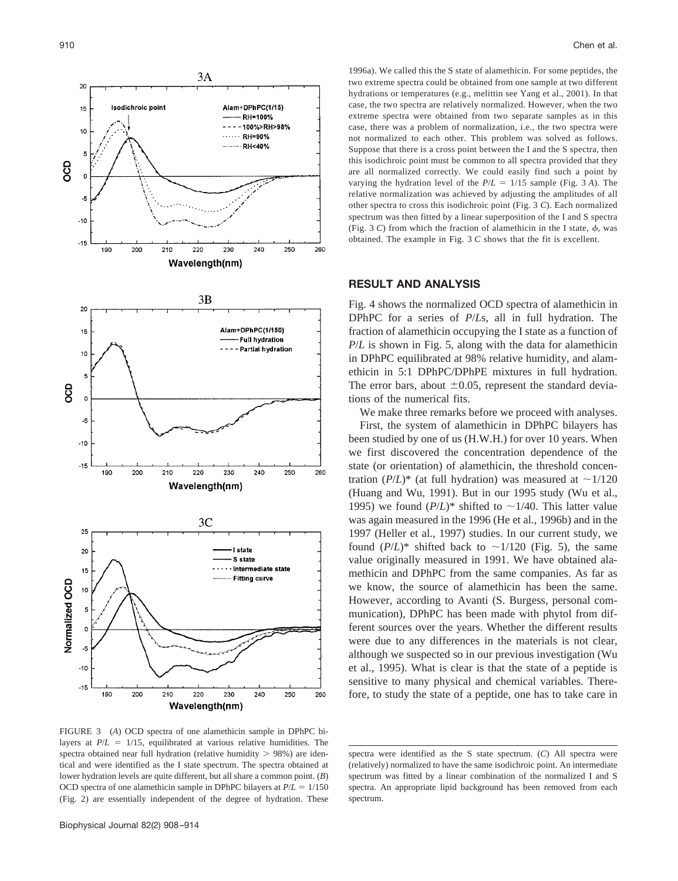1996a). We called this the S state of alamethicin. For some peptides, the two extreme spectra could be obtained from one sample at two different hydrations or temperatures (e.g., melittin see Yang et al., 2001). In that case, the two spectra are relatively normalized. However, when the two extreme spectra were obtained from two separate samples as in this case, there was a problem of normalization, i.e., the two spectra were not normalized to each other. This problem was solved as follows. Suppose that there is a cross point between the I and the S spectra, then this isodichroic point must be common to all spectra provided that they are all normalized correctly. We could easily find such a point by varying the hydration level of the $P/L = 1/15$ sample (Fig. 3 *A*). The relative normalization was achieved by adjusting the amplitudes of all other spectra to cross this isodichroic point (Fig. 3 *C*). Each normalized spectrum was then fitted by a linear superposition of the I and S spectra (Fig. 3 *C*) from which the fraction of alamethicin in the I state, $\phi$, was obtained. The example in Fig. 3 *C* shows that the fit is excellent.

FIGURE 3 (*A*) OCD spectra of one alamethicin sample in DPhPC bilayers at $P/L = 1/15$, equilibrated at various relative humidities. The spectra obtained near full hydration (relative humidity > 98%) are identical and were identified as the I state spectrum. The spectra obtained at lower hydration levels are quite different, but all share a common point. (*B*) OCD spectra of one alamethicin sample in DPhPC bilayers at $P/L = 1/150$ (Fig. 2) are essentially independent of the degree of hydration. These spectra were identified as the S state spectrum. (*C*) All spectra were (relatively) normalized to have the same isodichroic point. An intermediate spectrum was fitted by a linear combination of the normalized I and S spectra. An appropriate lipid background has been removed from each spectrum.

## RESULT AND ANALYSIS

Fig. 4 shows the normalized OCD spectra of alamethicin in DPhPC for a series of *P*/*L*s, all in full hydration. The fraction of alamethicin occupying the I state as a function of *P*/*L* is shown in Fig. 5, along with the data for alamethicin in DPhPC equilibrated at 98% relative humidity, and alamethicin in 5:1 DPhPC/DPhPE mixtures in full hydration. The error bars, about $\pm 0.05$, represent the standard deviations of the numerical fits.

We make three remarks before we proceed with analyses.

First, the system of alamethicin in DPhPC bilayers has been studied by one of us (H.W.H.) for over 10 years. When we first discovered the concentration dependence of the state (or orientation) of alamethicin, the threshold concentration $(P/L)^*$ (at full hydration) was measured at $\sim 1/120$ (Huang and Wu, 1991). But in our 1995 study (Wu et al., 1995) we found $(P/L)^*$ shifted to $\sim 1/40$. This latter value was again measured in the 1996 (He et al., 1996b) and in the 1997 (Heller et al., 1997) studies. In our current study, we found $(P/L)^*$ shifted back to $\sim 1/120$ (Fig. 5), the same value originally measured in 1991. We have obtained alamethicin and DPhPC from the same companies. As far as we know, the source of alamethicin has been the same. However, according to Avanti (S. Burgess, personal communication), DPhPC has been made with phytol from different sources over the years. Whether the different results were due to any differences in the materials is not clear, although we suspected so in our previous investigation (Wu et al., 1995). What is clear is that the state of a peptide is sensitive to many physical and chemical variables. Therefore, to study the state of a peptide, one has to take care in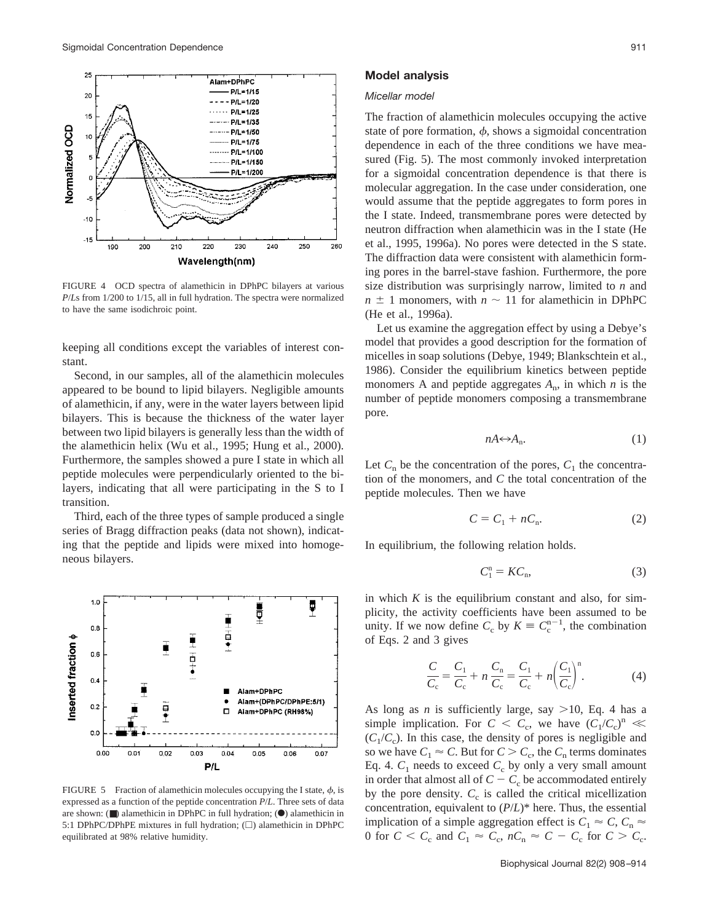FIGURE 4 OCD spectra of alamethicin in DPhPC bilayers at various $P/L$s from 1/200 to 1/15, all in full hydration. The spectra were normalized to have the same isodichroic point.

keeping all conditions except the variables of interest constant.

Second, in our samples, all of the alamethicin molecules appeared to be bound to lipid bilayers. Negligible amounts of alamethicin, if any, were in the water layers between lipid bilayers. This is because the thickness of the water layer between two lipid bilayers is generally less than the width of the alamethicin helix (Wu et al., 1995; Hung et al., 2000). Furthermore, the samples showed a pure I state in which all peptide molecules were perpendicularly oriented to the bilayers, indicating that all were participating in the S to I transition.

Third, each of the three types of sample produced a single series of Bragg diffraction peaks (data not shown), indicating that the peptide and lipids were mixed into homogeneous bilayers.

FIGURE 5 Fraction of alamethicin molecules occupying the I state, $\phi$, is expressed as a function of the peptide concentration $P/L$. Three sets of data are shown: (■) alamethicin in DPhPC in full hydration; (●) alamethicin in 5:1 DPhPC/DPhPE mixtures in full hydration; (□) alamethicin in DPhPC equilibrated at 98% relative humidity.

## Model analysis

### *Micellar model*

The fraction of alamethicin molecules occupying the active state of pore formation, $\phi$, shows a sigmoidal concentration dependence in each of the three conditions we have measured (Fig. 5). The most commonly invoked interpretation for a sigmoidal concentration dependence is that there is molecular aggregation. In the case under consideration, one would assume that the peptide aggregates to form pores in the I state. Indeed, transmembrane pores were detected by neutron diffraction when alamethicin was in the I state (He et al., 1995, 1996a). No pores were detected in the S state. The diffraction data were consistent with alamethicin forming pores in the barrel-stave fashion. Furthermore, the pore size distribution was surprisingly narrow, limited to $n$ and $n \pm 1$ monomers, with $n \sim 11$ for alamethicin in DPhPC (He et al., 1996a).

Let us examine the aggregation effect by using a Debye's model that provides a good description for the formation of micelles in soap solutions (Debye, 1949; Blankschtein et al., 1986). Consider the equilibrium kinetics between peptide monomers A and peptide aggregates $A_n$, in which $n$ is the number of peptide monomers composing a transmembrane pore.

$$nA \leftrightarrow A_n. \tag{1}$$

Let $C_n$ be the concentration of the pores, $C_1$ the concentration of the monomers, and $C$ the total concentration of the peptide molecules. Then we have

$$C = C_1 + nC_n. \tag{2}$$

In equilibrium, the following relation holds.

$$C_1^n = KC_n, \tag{3}$$

in which $K$ is the equilibrium constant and also, for simplicity, the activity coefficients have been assumed to be unity. If we now define $C_c$ by $K \equiv C_c^{n-1}$, the combination of Eqs. 2 and 3 gives

$$\frac{C}{C_c} = \frac{C_1}{C_c} + n\frac{C_n}{C_c} = \frac{C_1}{C_c} + n\left(\frac{C_1}{C_c}\right)^n. \tag{4}$$

As long as $n$ is sufficiently large, say $>10$, Eq. 4 has a simple implication. For $C < C_c$, we have $(C_1/C_c)^n \ll (C_1/C_c)$. In this case, the density of pores is negligible and so we have $C_1 \approx C$. But for $C > C_c$, the $C_n$ terms dominates Eq. 4. $C_1$ needs to exceed $C_c$ by only a very small amount in order that almost all of $C - C_c$ be accommodated entirely by the pore density. $C_c$ is called the critical micellization concentration, equivalent to $(P/L)^*$ here. Thus, the essential implication of a simple aggregation effect is $C_1 \approx C$, $C_n \approx 0$ for $C < C_c$ and $C_1 \approx C_c$, $nC_n \approx C - C_c$ for $C > C_c$.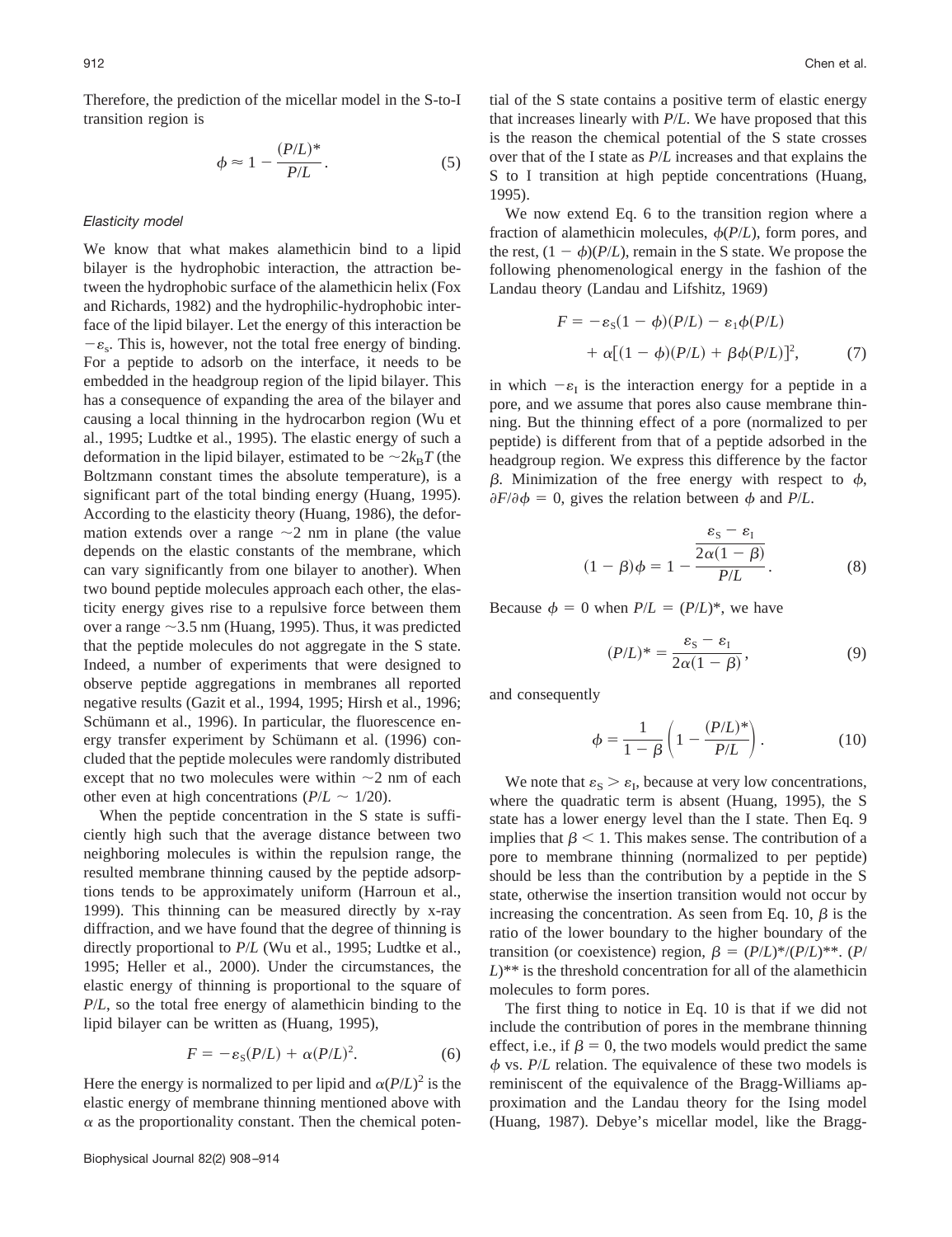Therefore, the prediction of the micellar model in the S-to-I transition region is

$$\phi \approx 1 - \frac{(P/L)^*}{P/L}. \tag{5}$$

### *Elasticity model*

We know that what makes alamethicin bind to a lipid bilayer is the hydrophobic interaction, the attraction between the hydrophobic surface of the alamethicin helix (Fox and Richards, 1982) and the hydrophilic-hydrophobic interface of the lipid bilayer. Let the energy of this interaction be $-\varepsilon_s$. This is, however, not the total free energy of binding. For a peptide to adsorb on the interface, it needs to be embedded in the headgroup region of the lipid bilayer. This has a consequence of expanding the area of the bilayer and causing a local thinning in the hydrocarbon region (Wu et al., 1995; Ludtke et al., 1995). The elastic energy of such a deformation in the lipid bilayer, estimated to be $\sim 2k_BT$ (the Boltzmann constant times the absolute temperature), is a significant part of the total binding energy (Huang, 1995). According to the elasticity theory (Huang, 1986), the deformation extends over a range $\sim$2 nm in plane (the value depends on the elastic constants of the membrane, which can vary significantly from one bilayer to another). When two bound peptide molecules approach each other, the elasticity energy gives rise to a repulsive force between them over a range $\sim$3.5 nm (Huang, 1995). Thus, it was predicted that the peptide molecules do not aggregate in the S state. Indeed, a number of experiments that were designed to observe peptide aggregations in membranes all reported negative results (Gazit et al., 1994, 1995; Hirsh et al., 1996; Schümann et al., 1996). In particular, the fluorescence energy transfer experiment by Schümann et al. (1996) concluded that the peptide molecules were randomly distributed except that no two molecules were within $\sim$2 nm of each other even at high concentrations ($P/L \sim 1/20$).

When the peptide concentration in the S state is sufficiently high such that the average distance between two neighboring molecules is within the repulsion range, the resulted membrane thinning caused by the peptide adsorptions tends to be approximately uniform (Harroun et al., 1999). This thinning can be measured directly by x-ray diffraction, and we have found that the degree of thinning is directly proportional to $P/L$ (Wu et al., 1995; Ludtke et al., 1995; Heller et al., 2000). Under the circumstances, the elastic energy of thinning is proportional to the square of $P/L$, so the total free energy of alamethicin binding to the lipid bilayer can be written as (Huang, 1995),

$$F = -\varepsilon_S(P/L) + \alpha(P/L)^2. \tag{6}$$

Here the energy is normalized to per lipid and $\alpha(P/L)^2$ is the elastic energy of membrane thinning mentioned above with $\alpha$ as the proportionality constant. Then the chemical potential of the S state contains a positive term of elastic energy that increases linearly with $P/L$. We have proposed that this is the reason the chemical potential of the S state crosses over that of the I state as $P/L$ increases and that explains the S to I transition at high peptide concentrations (Huang, 1995).

We now extend Eq. 6 to the transition region where a fraction of alamethicin molecules, $\phi(P/L)$, form pores, and the rest, $(1 - \phi)(P/L)$, remain in the S state. We propose the following phenomenological energy in the fashion of the Landau theory (Landau and Lifshitz, 1969)

$$F = -\varepsilon_S(1-\phi)(P/L) - \varepsilon_I\phi(P/L) + \alpha[(1-\phi)(P/L) + \beta\phi(P/L)]^2, \tag{7}$$

in which $-\varepsilon_I$ is the interaction energy for a peptide in a pore, and we assume that pores also cause membrane thinning. But the thinning effect of a pore (normalized to per peptide) is different from that of a peptide adsorbed in the headgroup region. We express this difference by the factor $\beta$. Minimization of the free energy with respect to $\phi$, $\partial F/\partial\phi = 0$, gives the relation between $\phi$ and $P/L$.

$$(1-\beta)\phi = 1 - \frac{\dfrac{\varepsilon_S - \varepsilon_I}{2\alpha(1-\beta)}}{P/L}. \tag{8}$$

Because $\phi = 0$ when $P/L = (P/L)^*$, we have

$$(P/L)^* = \frac{\varepsilon_S - \varepsilon_I}{2\alpha(1-\beta)}, \tag{9}$$

and consequently

$$\phi = \frac{1}{1-\beta}\left(1 - \frac{(P/L)^*}{P/L}\right). \tag{10}$$

We note that $\varepsilon_S > \varepsilon_I$, because at very low concentrations, where the quadratic term is absent (Huang, 1995), the S state has a lower energy level than the I state. Then Eq. 9 implies that $\beta < 1$. This makes sense. The contribution of a pore to membrane thinning (normalized to per peptide) should be less than the contribution by a peptide in the S state, otherwise the insertion transition would not occur by increasing the concentration. As seen from Eq. 10, $\beta$ is the ratio of the lower boundary to the higher boundary of the transition (or coexistence) region, $\beta = (P/L)^*/(P/L)^{**}$. $(P/L)^{**}$ is the threshold concentration for all of the alamethicin molecules to form pores.

The first thing to notice in Eq. 10 is that if we did not include the contribution of pores in the membrane thinning effect, i.e., if $\beta = 0$, the two models would predict the same $\phi$ vs. $P/L$ relation. The equivalence of these two models is reminiscent of the equivalence of the Bragg-Williams approximation and the Landau theory for the Ising model (Huang, 1987). Debye's micellar model, like the Bragg-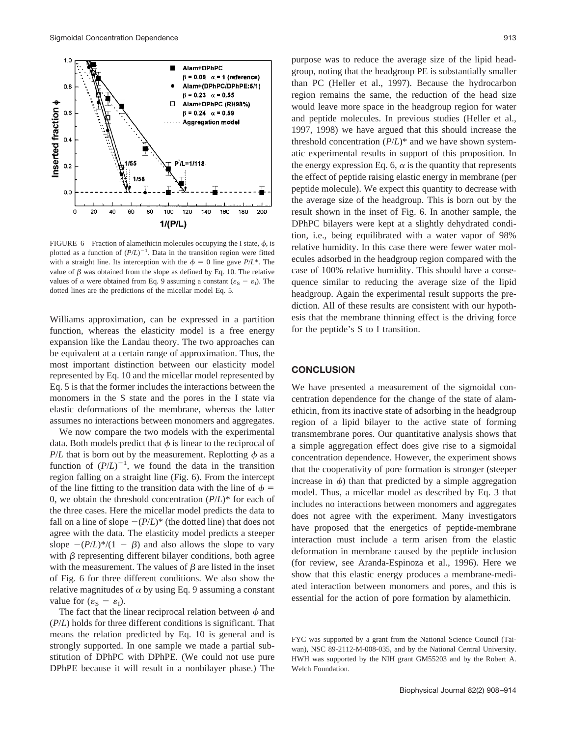FIGURE 6 Fraction of alamethicin molecules occupying the I state, $\phi$, is plotted as a function of $(P/L)^{-1}$. Data in the transition region were fitted with a straight line. Its interception with the $\phi = 0$ line gave $P/L^*$. The value of $\beta$ was obtained from the slope as defined by Eq. 10. The relative values of $\alpha$ were obtained from Eq. 9 assuming a constant $(\varepsilon_S - \varepsilon_I)$. The dotted lines are the predictions of the micellar model Eq. 5.

Williams approximation, can be expressed in a partition function, whereas the elasticity model is a free energy expansion like the Landau theory. The two approaches can be equivalent at a certain range of approximation. Thus, the most important distinction between our elasticity model represented by Eq. 10 and the micellar model represented by Eq. 5 is that the former includes the interactions between the monomers in the S state and the pores in the I state via elastic deformations of the membrane, whereas the latter assumes no interactions between monomers and aggregates.

We now compare the two models with the experimental data. Both models predict that $\phi$ is linear to the reciprocal of $P/L$ that is born out by the measurement. Replotting $\phi$ as a function of $(P/L)^{-1}$, we found the data in the transition region falling on a straight line (Fig. 6). From the intercept of the line fitting to the transition data with the line of $\phi = 0$, we obtain the threshold concentration $(P/L)^*$ for each of the three cases. Here the micellar model predicts the data to fall on a line of slope $-(P/L)^*$ (the dotted line) that does not agree with the data. The elasticity model predicts a steeper slope $-(P/L)^*/(1 - \beta)$ and also allows the slope to vary with $\beta$ representing different bilayer conditions, both agree with the measurement. The values of $\beta$ are listed in the inset of Fig. 6 for three different conditions. We also show the relative magnitudes of $\alpha$ by using Eq. 9 assuming a constant value for $(\varepsilon_S - \varepsilon_I)$.

The fact that the linear reciprocal relation between $\phi$ and $(P/L)$ holds for three different conditions is significant. That means the relation predicted by Eq. 10 is general and is strongly supported. In one sample we made a partial substitution of DPhPC with DPhPE. (We could not use pure DPhPE because it will result in a nonbilayer phase.) The purpose was to reduce the average size of the lipid headgroup, noting that the headgroup PE is substantially smaller than PC (Heller et al., 1997). Because the hydrocarbon region remains the same, the reduction of the head size would leave more space in the headgroup region for water and peptide molecules. In previous studies (Heller et al., 1997, 1998) we have argued that this should increase the threshold concentration $(P/L)^*$ and we have shown systematic experimental results in support of this proposition. In the energy expression Eq. 6, $\alpha$ is the quantity that represents the effect of peptide raising elastic energy in membrane (per peptide molecule). We expect this quantity to decrease with the average size of the headgroup. This is born out by the result shown in the inset of Fig. 6. In another sample, the DPhPC bilayers were kept at a slightly dehydrated condition, i.e., being equilibrated with a water vapor of 98% relative humidity. In this case there were fewer water molecules adsorbed in the headgroup region compared with the case of 100% relative humidity. This should have a consequence similar to reducing the average size of the lipid headgroup. Again the experimental result supports the prediction. All of these results are consistent with our hypothesis that the membrane thinning effect is the driving force for the peptide's S to I transition.

## CONCLUSION

We have presented a measurement of the sigmoidal concentration dependence for the change of the state of alamethicin, from its inactive state of adsorbing in the headgroup region of a lipid bilayer to the active state of forming transmembrane pores. Our quantitative analysis shows that a simple aggregation effect does give rise to a sigmoidal concentration dependence. However, the experiment shows that the cooperativity of pore formation is stronger (steeper increase in $\phi$) than that predicted by a simple aggregation model. Thus, a micellar model as described by Eq. 3 that includes no interactions between monomers and aggregates does not agree with the experiment. Many investigators have proposed that the energetics of peptide-membrane interaction must include a term arisen from the elastic deformation in membrane caused by the peptide inclusion (for review, see Aranda-Espinoza et al., 1996). Here we show that this elastic energy produces a membrane-mediated interaction between monomers and pores, and this is essential for the action of pore formation by alamethicin.

FYC was supported by a grant from the National Science Council (Taiwan), NSC 89-2112-M-008-035, and by the National Central University. HWH was supported by the NIH grant GM55203 and by the Robert A. Welch Foundation.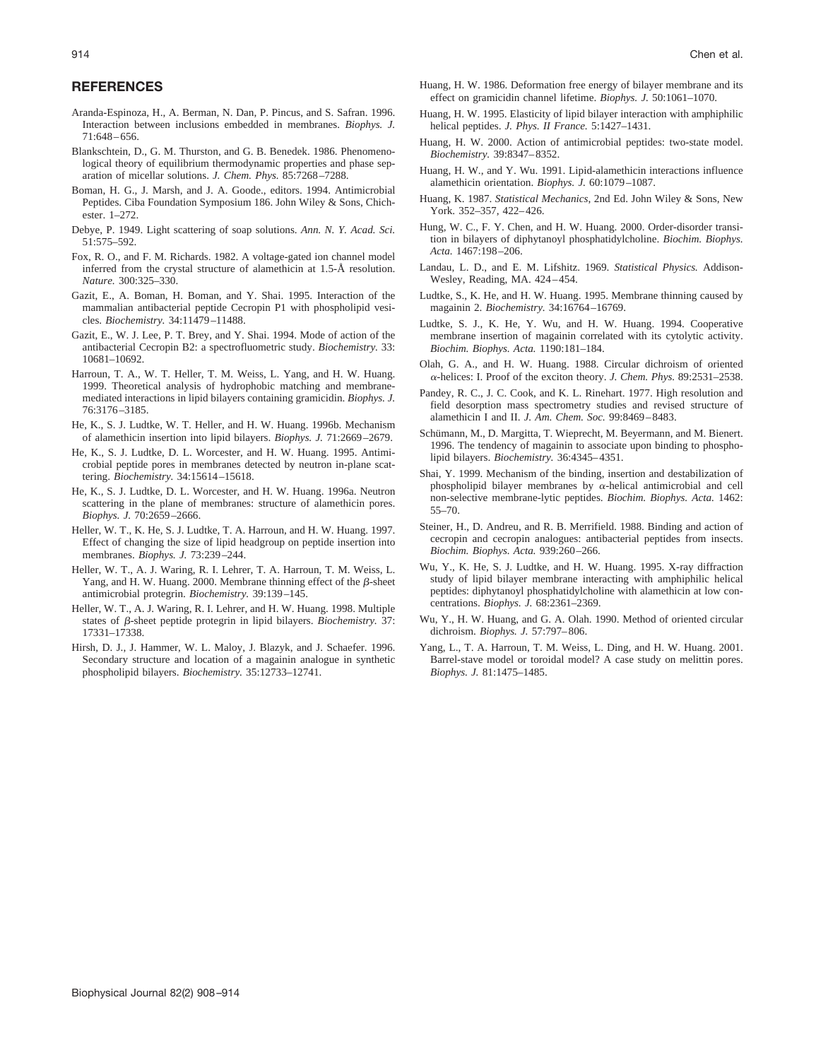## REFERENCES

Aranda-Espinoza, H., A. Berman, N. Dan, P. Pincus, and S. Safran. 1996. Interaction between inclusions embedded in membranes. *Biophys. J.* 71:648–656.

Blankschtein, D., G. M. Thurston, and G. B. Benedek. 1986. Phenomenological theory of equilibrium thermodynamic properties and phase separation of micellar solutions. *J. Chem. Phys.* 85:7268–7288.

Boman, H. G., J. Marsh, and J. A. Goode., editors. 1994. Antimicrobial Peptides. Ciba Foundation Symposium 186. John Wiley & Sons, Chichester. 1–272.

Debye, P. 1949. Light scattering of soap solutions. *Ann. N. Y. Acad. Sci.* 51:575–592.

Fox, R. O., and F. M. Richards. 1982. A voltage-gated ion channel model inferred from the crystal structure of alamethicin at 1.5-Å resolution. *Nature.* 300:325–330.

Gazit, E., A. Boman, H. Boman, and Y. Shai. 1995. Interaction of the mammalian antibacterial peptide Cecropin P1 with phospholipid vesicles. *Biochemistry.* 34:11479–11488.

Gazit, E., W. J. Lee, P. T. Brey, and Y. Shai. 1994. Mode of action of the antibacterial Cecropin B2: a spectrofluometric study. *Biochemistry.* 33: 10681–10692.

Harroun, T. A., W. T. Heller, T. M. Weiss, L. Yang, and H. W. Huang. 1999. Theoretical analysis of hydrophobic matching and membrane-mediated interactions in lipid bilayers containing gramicidin. *Biophys. J.* 76:3176–3185.

He, K., S. J. Ludtke, W. T. Heller, and H. W. Huang. 1996b. Mechanism of alamethicin insertion into lipid bilayers. *Biophys. J.* 71:2669–2679.

He, K., S. J. Ludtke, D. L. Worcester, and H. W. Huang. 1995. Antimicrobial peptide pores in membranes detected by neutron in-plane scattering. *Biochemistry.* 34:15614–15618.

He, K., S. J. Ludtke, D. L. Worcester, and H. W. Huang. 1996a. Neutron scattering in the plane of membranes: structure of alamethicin pores. *Biophys. J.* 70:2659–2666.

Heller, W. T., K. He, S. J. Ludtke, T. A. Harroun, and H. W. Huang. 1997. Effect of changing the size of lipid headgroup on peptide insertion into membranes. *Biophys. J.* 73:239–244.

Heller, W. T., A. J. Waring, R. I. Lehrer, T. A. Harroun, T. M. Weiss, L. Yang, and H. W. Huang. 2000. Membrane thinning effect of the β-sheet antimicrobial protegrin. *Biochemistry.* 39:139–145.

Heller, W. T., A. J. Waring, R. I. Lehrer, and H. W. Huang. 1998. Multiple states of β-sheet peptide protegrin in lipid bilayers. *Biochemistry.* 37: 17331–17338.

Hirsh, D. J., J. Hammer, W. L. Maloy, J. Blazyk, and J. Schaefer. 1996. Secondary structure and location of a magainin analogue in synthetic phospholipid bilayers. *Biochemistry.* 35:12733–12741.

Huang, H. W. 1986. Deformation free energy of bilayer membrane and its effect on gramicidin channel lifetime. *Biophys. J.* 50:1061–1070.

Huang, H. W. 1995. Elasticity of lipid bilayer interaction with amphiphilic helical peptides. *J. Phys. II France.* 5:1427–1431.

Huang, H. W. 2000. Action of antimicrobial peptides: two-state model. *Biochemistry.* 39:8347–8352.

Huang, H. W., and Y. Wu. 1991. Lipid-alamethicin interactions influence alamethicin orientation. *Biophys. J.* 60:1079–1087.

Huang, K. 1987. *Statistical Mechanics*, 2nd Ed. John Wiley & Sons, New York. 352–357, 422–426.

Hung, W. C., F. Y. Chen, and H. W. Huang. 2000. Order-disorder transition in bilayers of diphytanoyl phosphatidylcholine. *Biochim. Biophys. Acta.* 1467:198–206.

Landau, L. D., and E. M. Lifshitz. 1969. *Statistical Physics.* Addison-Wesley, Reading, MA. 424–454.

Ludtke, S., K. He, and H. W. Huang. 1995. Membrane thinning caused by magainin 2. *Biochemistry.* 34:16764–16769.

Ludtke, S. J., K. He, Y. Wu, and H. W. Huang. 1994. Cooperative membrane insertion of magainin correlated with its cytolytic activity. *Biochim. Biophys. Acta.* 1190:181–184.

Olah, G. A., and H. W. Huang. 1988. Circular dichroism of oriented α-helices: I. Proof of the exciton theory. *J. Chem. Phys.* 89:2531–2538.

Pandey, R. C., J. C. Cook, and K. L. Rinehart. 1977. High resolution and field desorption mass spectrometry studies and revised structure of alamethicin I and II. *J. Am. Chem. Soc.* 99:8469–8483.

Schümann, M., D. Margitta, T. Wieprecht, M. Beyermann, and M. Bienert. 1996. The tendency of magainin to associate upon binding to phospholipid bilayers. *Biochemistry.* 36:4345–4351.

Shai, Y. 1999. Mechanism of the binding, insertion and destabilization of phospholipid bilayer membranes by α-helical antimicrobial and cell non-selective membrane-lytic peptides. *Biochim. Biophys. Acta.* 1462: 55–70.

Steiner, H., D. Andreu, and R. B. Merrifield. 1988. Binding and action of cecropin and cecropin analogues: antibacterial peptides from insects. *Biochim. Biophys. Acta.* 939:260–266.

Wu, Y., K. He, S. J. Ludtke, and H. W. Huang. 1995. X-ray diffraction study of lipid bilayer membrane interacting with amphiphilic helical peptides: diphytanoyl phosphatidylcholine with alamethicin at low concentrations. *Biophys. J.* 68:2361–2369.

Wu, Y., H. W. Huang, and G. A. Olah. 1990. Method of oriented circular dichroism. *Biophys. J.* 57:797–806.

Yang, L., T. A. Harroun, T. M. Weiss, L. Ding, and H. W. Huang. 2001. Barrel-stave model or toroidal model? A case study on melittin pores. *Biophys. J.* 81:1475–1485.